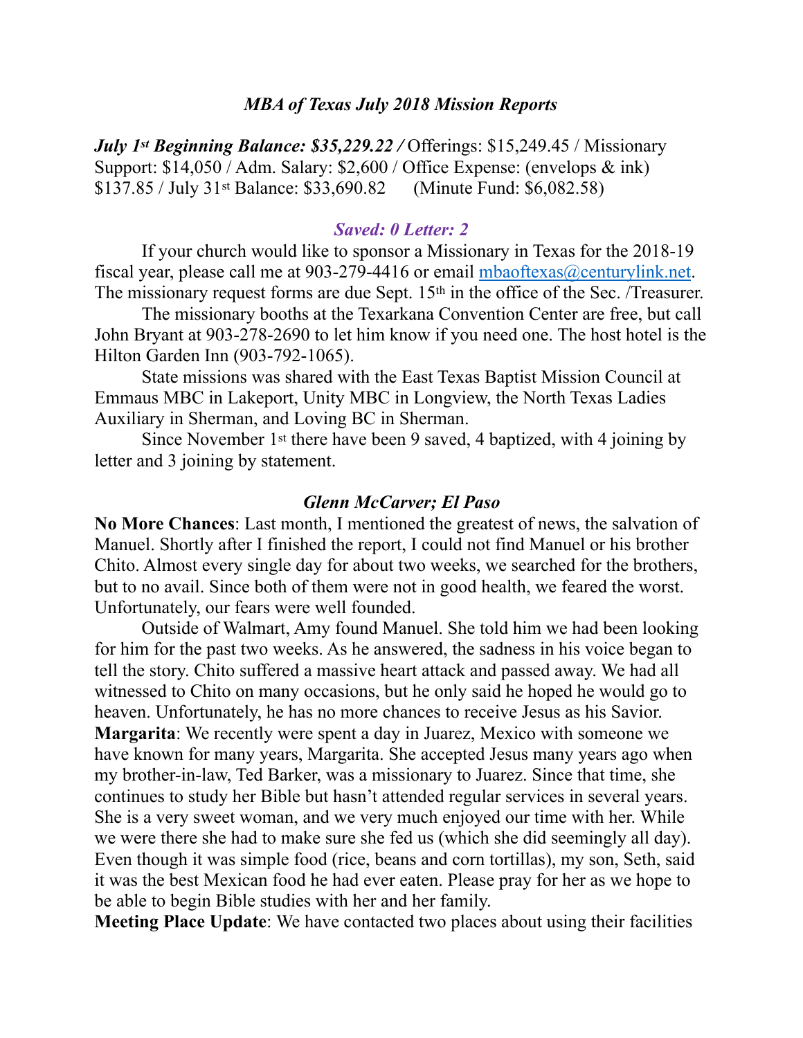### *MBA of Texas July 2018 Mission Reports*

***July 1st Beginning Balance: $35,229.22 /*** Offerings: $15,249.45 / Missionary Support: $14,050 / Adm. Salary: $2,600 / Office Expense: (envelops & ink) $137.85 / July 31st Balance: $33,690.82 (Minute Fund: $6,082.58)

### *Saved: 0 Letter: 2*

If your church would like to sponsor a Missionary in Texas for the 2018-19 fiscal year, please call me at 903-279-4416 or email mbaoftexas@centurylink.net. The missionary request forms are due Sept. 15th in the office of the Sec. /Treasurer.

The missionary booths at the Texarkana Convention Center are free, but call John Bryant at 903-278-2690 to let him know if you need one. The host hotel is the Hilton Garden Inn (903-792-1065).

State missions was shared with the East Texas Baptist Mission Council at Emmaus MBC in Lakeport, Unity MBC in Longview, the North Texas Ladies Auxiliary in Sherman, and Loving BC in Sherman.

Since November 1st there have been 9 saved, 4 baptized, with 4 joining by letter and 3 joining by statement.

### *Glenn McCarver; El Paso*

**No More Chances**: Last month, I mentioned the greatest of news, the salvation of Manuel. Shortly after I finished the report, I could not find Manuel or his brother Chito. Almost every single day for about two weeks, we searched for the brothers, but to no avail. Since both of them were not in good health, we feared the worst. Unfortunately, our fears were well founded.

Outside of Walmart, Amy found Manuel. She told him we had been looking for him for the past two weeks. As he answered, the sadness in his voice began to tell the story. Chito suffered a massive heart attack and passed away. We had all witnessed to Chito on many occasions, but he only said he hoped he would go to heaven. Unfortunately, he has no more chances to receive Jesus as his Savior.

**Margarita**: We recently were spent a day in Juarez, Mexico with someone we have known for many years, Margarita. She accepted Jesus many years ago when my brother-in-law, Ted Barker, was a missionary to Juarez. Since that time, she continues to study her Bible but hasn't attended regular services in several years. She is a very sweet woman, and we very much enjoyed our time with her. While we were there she had to make sure she fed us (which she did seemingly all day). Even though it was simple food (rice, beans and corn tortillas), my son, Seth, said it was the best Mexican food he had ever eaten. Please pray for her as we hope to be able to begin Bible studies with her and her family.

**Meeting Place Update**: We have contacted two places about using their facilities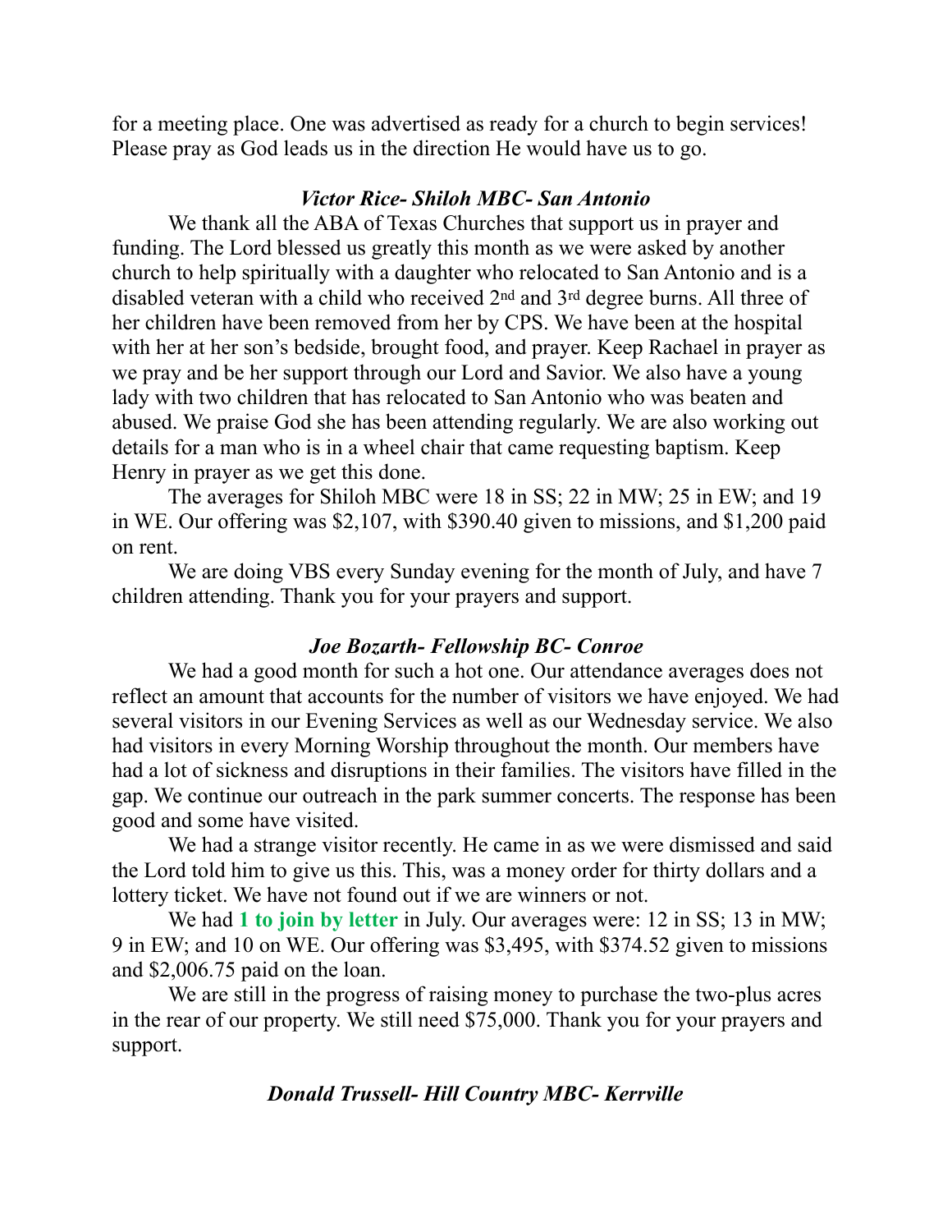for a meeting place. One was advertised as ready for a church to begin services! Please pray as God leads us in the direction He would have us to go.

### *Victor Rice- Shiloh MBC- San Antonio*

We thank all the ABA of Texas Churches that support us in prayer and funding. The Lord blessed us greatly this month as we were asked by another church to help spiritually with a daughter who relocated to San Antonio and is a disabled veteran with a child who received 2nd and 3rd degree burns. All three of her children have been removed from her by CPS. We have been at the hospital with her at her son's bedside, brought food, and prayer. Keep Rachael in prayer as we pray and be her support through our Lord and Savior. We also have a young lady with two children that has relocated to San Antonio who was beaten and abused. We praise God she has been attending regularly. We are also working out details for a man who is in a wheel chair that came requesting baptism. Keep Henry in prayer as we get this done.

The averages for Shiloh MBC were 18 in SS; 22 in MW; 25 in EW; and 19 in WE. Our offering was $2,107, with $390.40 given to missions, and $1,200 paid on rent.

We are doing VBS every Sunday evening for the month of July, and have 7 children attending. Thank you for your prayers and support.

### *Joe Bozarth- Fellowship BC- Conroe*

We had a good month for such a hot one. Our attendance averages does not reflect an amount that accounts for the number of visitors we have enjoyed. We had several visitors in our Evening Services as well as our Wednesday service. We also had visitors in every Morning Worship throughout the month. Our members have had a lot of sickness and disruptions in their families. The visitors have filled in the gap. We continue our outreach in the park summer concerts. The response has been good and some have visited.

We had a strange visitor recently. He came in as we were dismissed and said the Lord told him to give us this. This, was a money order for thirty dollars and a lottery ticket. We have not found out if we are winners or not.

We had **1 to join by letter** in July. Our averages were: 12 in SS; 13 in MW; 9 in EW; and 10 on WE. Our offering was $3,495, with $374.52 given to missions and $2,006.75 paid on the loan.

We are still in the progress of raising money to purchase the two-plus acres in the rear of our property. We still need $75,000. Thank you for your prayers and support.

### *Donald Trussell- Hill Country MBC- Kerrville*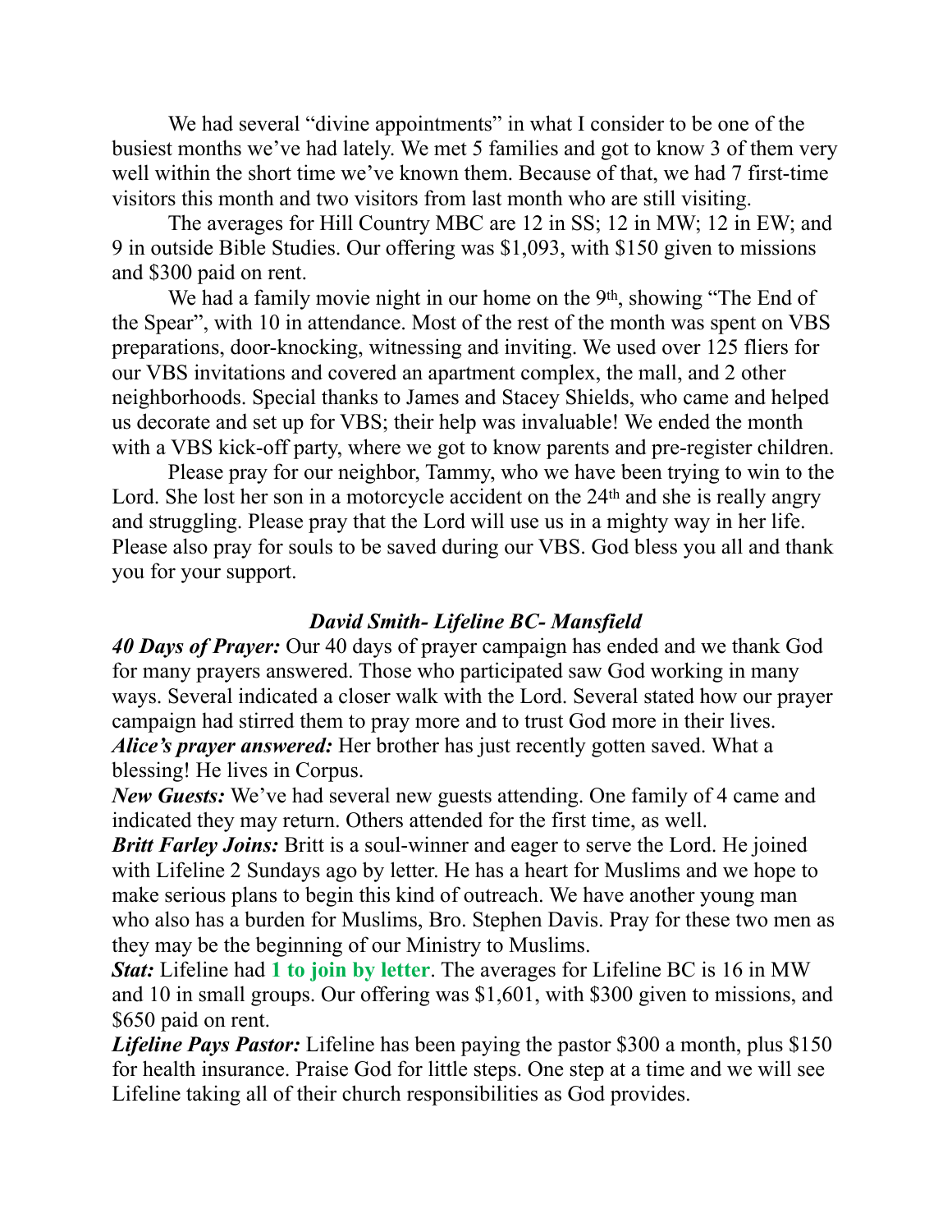We had several "divine appointments" in what I consider to be one of the busiest months we've had lately. We met 5 families and got to know 3 of them very well within the short time we've known them. Because of that, we had 7 first-time visitors this month and two visitors from last month who are still visiting.

The averages for Hill Country MBC are 12 in SS; 12 in MW; 12 in EW; and 9 in outside Bible Studies. Our offering was $1,093, with $150 given to missions and $300 paid on rent.

We had a family movie night in our home on the 9th, showing "The End of the Spear", with 10 in attendance. Most of the rest of the month was spent on VBS preparations, door-knocking, witnessing and inviting. We used over 125 fliers for our VBS invitations and covered an apartment complex, the mall, and 2 other neighborhoods. Special thanks to James and Stacey Shields, who came and helped us decorate and set up for VBS; their help was invaluable! We ended the month with a VBS kick-off party, where we got to know parents and pre-register children.

Please pray for our neighbor, Tammy, who we have been trying to win to the Lord. She lost her son in a motorcycle accident on the 24th and she is really angry and struggling. Please pray that the Lord will use us in a mighty way in her life. Please also pray for souls to be saved during our VBS. God bless you all and thank you for your support.

### *David Smith- Lifeline BC- Mansfield*

***40 Days of Prayer:*** Our 40 days of prayer campaign has ended and we thank God for many prayers answered. Those who participated saw God working in many ways. Several indicated a closer walk with the Lord. Several stated how our prayer campaign had stirred them to pray more and to trust God more in their lives.
***Alice's prayer answered:*** Her brother has just recently gotten saved. What a blessing! He lives in Corpus.
***New Guests:*** We've had several new guests attending. One family of 4 came and indicated they may return. Others attended for the first time, as well.
***Britt Farley Joins:*** Britt is a soul-winner and eager to serve the Lord. He joined with Lifeline 2 Sundays ago by letter. He has a heart for Muslims and we hope to make serious plans to begin this kind of outreach. We have another young man who also has a burden for Muslims, Bro. Stephen Davis. Pray for these two men as they may be the beginning of our Ministry to Muslims.
***Stat:*** Lifeline had **1 to join by letter**. The averages for Lifeline BC is 16 in MW and 10 in small groups. Our offering was $1,601, with $300 given to missions, and $650 paid on rent.
***Lifeline Pays Pastor:*** Lifeline has been paying the pastor $300 a month, plus $150 for health insurance. Praise God for little steps. One step at a time and we will see Lifeline taking all of their church responsibilities as God provides.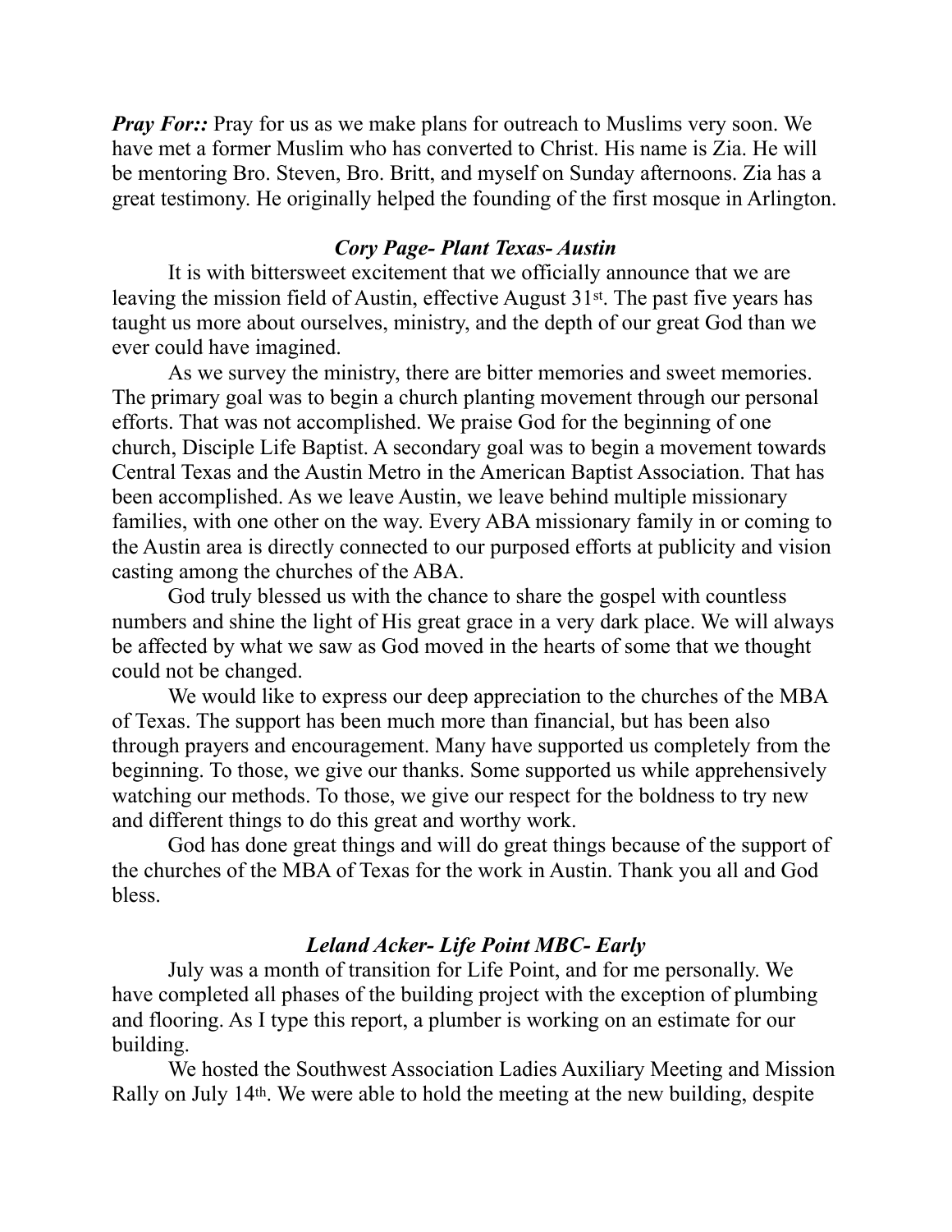***Pray For::*** Pray for us as we make plans for outreach to Muslims very soon. We have met a former Muslim who has converted to Christ. His name is Zia. He will be mentoring Bro. Steven, Bro. Britt, and myself on Sunday afternoons. Zia has a great testimony. He originally helped the founding of the first mosque in Arlington.

### *Cory Page- Plant Texas- Austin*

It is with bittersweet excitement that we officially announce that we are leaving the mission field of Austin, effective August 31st. The past five years has taught us more about ourselves, ministry, and the depth of our great God than we ever could have imagined.

As we survey the ministry, there are bitter memories and sweet memories. The primary goal was to begin a church planting movement through our personal efforts. That was not accomplished. We praise God for the beginning of one church, Disciple Life Baptist. A secondary goal was to begin a movement towards Central Texas and the Austin Metro in the American Baptist Association. That has been accomplished. As we leave Austin, we leave behind multiple missionary families, with one other on the way. Every ABA missionary family in or coming to the Austin area is directly connected to our purposed efforts at publicity and vision casting among the churches of the ABA.

God truly blessed us with the chance to share the gospel with countless numbers and shine the light of His great grace in a very dark place. We will always be affected by what we saw as God moved in the hearts of some that we thought could not be changed.

We would like to express our deep appreciation to the churches of the MBA of Texas. The support has been much more than financial, but has been also through prayers and encouragement. Many have supported us completely from the beginning. To those, we give our thanks. Some supported us while apprehensively watching our methods. To those, we give our respect for the boldness to try new and different things to do this great and worthy work.

God has done great things and will do great things because of the support of the churches of the MBA of Texas for the work in Austin. Thank you all and God bless.

### *Leland Acker- Life Point MBC- Early*

July was a month of transition for Life Point, and for me personally. We have completed all phases of the building project with the exception of plumbing and flooring. As I type this report, a plumber is working on an estimate for our building.

We hosted the Southwest Association Ladies Auxiliary Meeting and Mission Rally on July 14th. We were able to hold the meeting at the new building, despite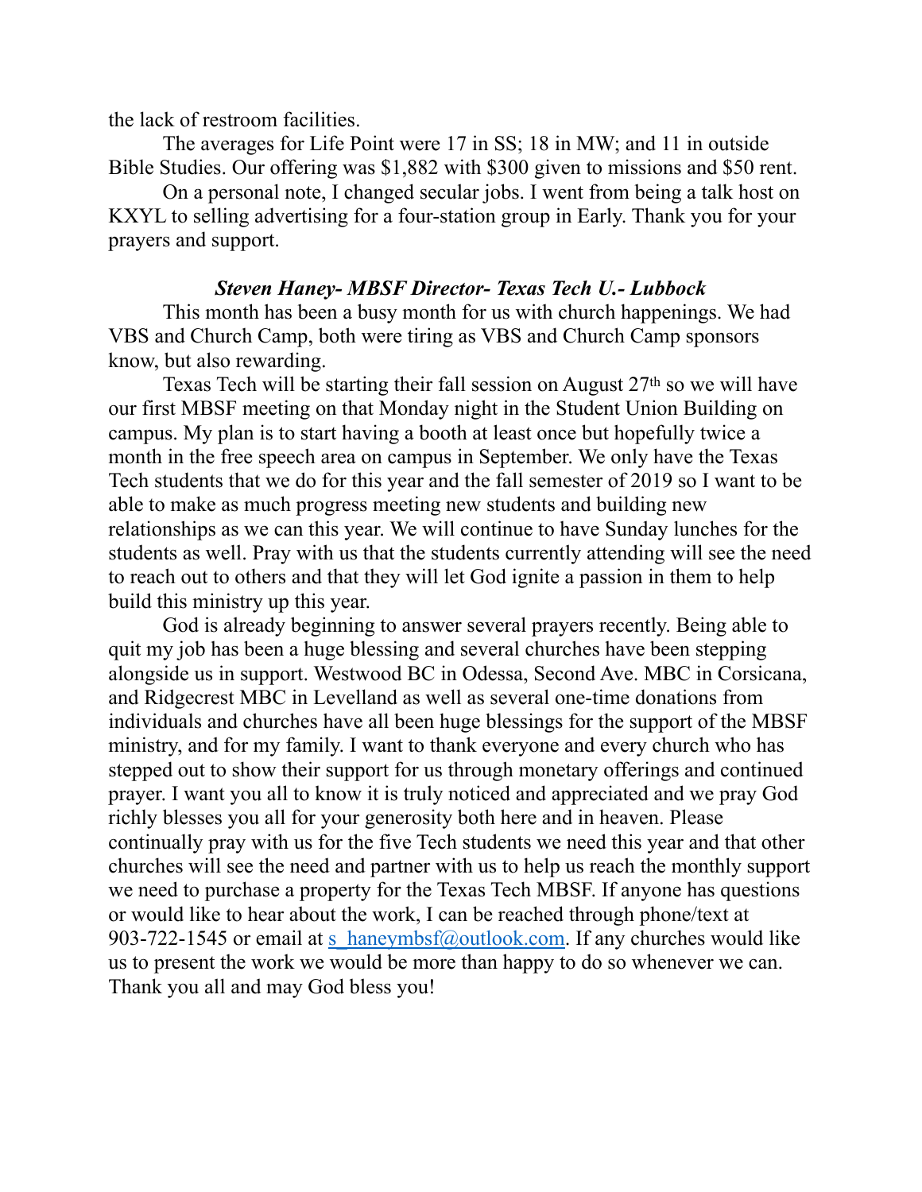the lack of restroom facilities.

The averages for Life Point were 17 in SS; 18 in MW; and 11 in outside Bible Studies. Our offering was $1,882 with $300 given to missions and $50 rent.

On a personal note, I changed secular jobs. I went from being a talk host on KXYL to selling advertising for a four-station group in Early. Thank you for your prayers and support.

***Steven Haney- MBSF Director- Texas Tech U.- Lubbock***

This month has been a busy month for us with church happenings. We had VBS and Church Camp, both were tiring as VBS and Church Camp sponsors know, but also rewarding.

Texas Tech will be starting their fall session on August 27th so we will have our first MBSF meeting on that Monday night in the Student Union Building on campus. My plan is to start having a booth at least once but hopefully twice a month in the free speech area on campus in September. We only have the Texas Tech students that we do for this year and the fall semester of 2019 so I want to be able to make as much progress meeting new students and building new relationships as we can this year. We will continue to have Sunday lunches for the students as well. Pray with us that the students currently attending will see the need to reach out to others and that they will let God ignite a passion in them to help build this ministry up this year.

God is already beginning to answer several prayers recently. Being able to quit my job has been a huge blessing and several churches have been stepping alongside us in support. Westwood BC in Odessa, Second Ave. MBC in Corsicana, and Ridgecrest MBC in Levelland as well as several one-time donations from individuals and churches have all been huge blessings for the support of the MBSF ministry, and for my family. I want to thank everyone and every church who has stepped out to show their support for us through monetary offerings and continued prayer. I want you all to know it is truly noticed and appreciated and we pray God richly blesses you all for your generosity both here and in heaven. Please continually pray with us for the five Tech students we need this year and that other churches will see the need and partner with us to help us reach the monthly support we need to purchase a property for the Texas Tech MBSF. If anyone has questions or would like to hear about the work, I can be reached through phone/text at 903-722-1545 or email at s_haneymbsf@outlook.com. If any churches would like us to present the work we would be more than happy to do so whenever we can. Thank you all and may God bless you!